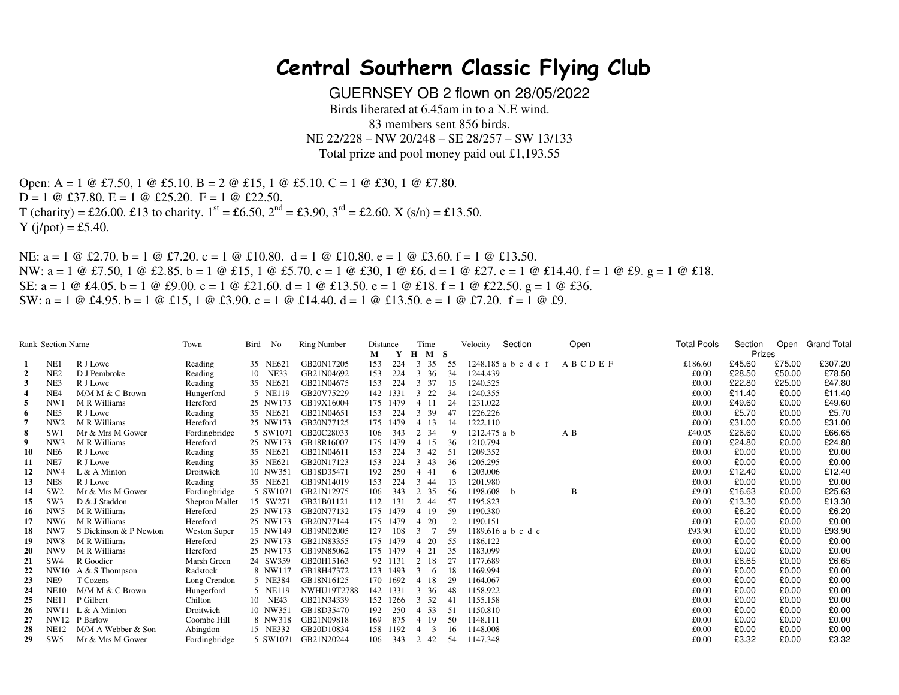# Central Southern Classic Flying Club

GUERNSEY OB 2 flown on 28/05/2022

Birds liberated at 6.45am in to a N.E wind.

83 members sent 856 birds.

NE 22/228 – NW 20/248 – SE 28/257 – SW 13/133

Total prize and pool money paid out £1,193.55

Open: A = 1 @ £7.50, 1 @ £5.10. B = 2 @ £15, 1 @ £5.10. C = 1 @ £30, 1 @ £7.80.
D = 1 @ £37.80. E = 1 @ £25.20. F = 1 @ £22.50.
T (charity) = £26.00. £13 to charity. 1st = £6.50, 2nd = £3.90, 3rd = £2.60. X (s/n) = £13.50.
Y (j/pot) = £5.40.

NE: a = 1 @ £2.70. b = 1 @ £7.20. c = 1 @ £10.80. d = 1 @ £10.80. e = 1 @ £3.60. f = 1 @ £13.50.
NW: a = 1 @ £7.50, 1 @ £2.85. b = 1 @ £15, 1 @ £5.70. c = 1 @ £30, 1 @ £6. d = 1 @ £27. e = 1 @ £14.40. f = 1 @ £9. g = 1 @ £18.
SE: a = 1 @ £4.05. b = 1 @ £9.00. c = 1 @ £21.60. d = 1 @ £13.50. e = 1 @ £18. f = 1 @ £22.50. g = 1 @ £36.
SW: a = 1 @ £4.95. b = 1 @ £15, 1 @ £3.90. c = 1 @ £14.40. d = 1 @ £13.50. e = 1 @ £7.20. f = 1 @ £9.

| Rank | Section | Name | Town | Bird | No | Ring Number | Distance M | Distance Y | Time H | Time M | Time S | Velocity | Section | Open | Total Pools | Section Prizes | Open Prizes | Grand Total |
|---|---|---|---|---|---|---|---|---|---|---|---|---|---|---|---|---|---|---|
| 1 | NE1 | R J Lowe | Reading | 35 | NE621 | GB20N17205 | 153 | 224 | 3 | 35 | 55 | 1248.185 | a b c d e f | A B C D E F | £186.60 | £45.60 | £75.00 | £307.20 |
| 2 | NE2 | D J Pembroke | Reading | 10 | NE33 | GB21N04692 | 153 | 224 | 3 | 36 | 34 | 1244.439 | | | £0.00 | £28.50 | £50.00 | £78.50 |
| 3 | NE3 | R J Lowe | Reading | 35 | NE621 | GB21N04675 | 153 | 224 | 3 | 37 | 15 | 1240.525 | | | £0.00 | £22.80 | £25.00 | £47.80 |
| 4 | NE4 | M/M M & C Brown | Hungerford | 5 | NE119 | GB20V75229 | 142 | 1331 | 3 | 22 | 34 | 1240.355 | | | £0.00 | £11.40 | £0.00 | £11.40 |
| 5 | NW1 | M R Williams | Hereford | 25 | NW173 | GB19X16004 | 175 | 1479 | 4 | 11 | 24 | 1231.022 | | | £0.00 | £49.60 | £0.00 | £49.60 |
| 6 | NE5 | R J Lowe | Reading | 35 | NE621 | GB21N04651 | 153 | 224 | 3 | 39 | 47 | 1226.226 | | | £0.00 | £5.70 | £0.00 | £5.70 |
| 7 | NW2 | M R Williams | Hereford | 25 | NW173 | GB20N77125 | 175 | 1479 | 4 | 13 | 14 | 1222.110 | | | £0.00 | £31.00 | £0.00 | £31.00 |
| 8 | SW1 | Mr & Mrs M Gower | Fordingbridge | 5 | SW1071 | GB20C28033 | 106 | 343 | 2 | 34 | 9 | 1212.475 | a b | A B | £40.05 | £26.60 | £0.00 | £66.65 |
| 9 | NW3 | M R Williams | Hereford | 25 | NW173 | GB18R16007 | 175 | 1479 | 4 | 15 | 36 | 1210.794 | | | £0.00 | £24.80 | £0.00 | £24.80 |
| 10 | NE6 | R J Lowe | Reading | 35 | NE621 | GB21N04611 | 153 | 224 | 3 | 42 | 51 | 1209.352 | | | £0.00 | £0.00 | £0.00 | £0.00 |
| 11 | NE7 | R J Lowe | Reading | 35 | NE621 | GB20N17123 | 153 | 224 | 3 | 43 | 36 | 1205.295 | | | £0.00 | £0.00 | £0.00 | £0.00 |
| 12 | NW4 | L & A Minton | Droitwich | 10 | NW351 | GB18D35471 | 192 | 250 | 4 | 41 | 6 | 1203.006 | | | £0.00 | £12.40 | £0.00 | £12.40 |
| 13 | NE8 | R J Lowe | Reading | 35 | NE621 | GB19N14019 | 153 | 224 | 3 | 44 | 13 | 1201.980 | | | £0.00 | £0.00 | £0.00 | £0.00 |
| 14 | SW2 | Mr & Mrs M Gower | Fordingbridge | 5 | SW1071 | GB21N12975 | 106 | 343 | 2 | 35 | 56 | 1198.608 | b | B | £9.00 | £16.63 | £0.00 | £25.63 |
| 15 | SW3 | D & J Staddon | Shepton Mallet | 15 | SW271 | GB21B01121 | 112 | 131 | 2 | 44 | 57 | 1195.823 | | | £0.00 | £13.30 | £0.00 | £13.30 |
| 16 | NW5 | M R Williams | Hereford | 25 | NW173 | GB20N77132 | 175 | 1479 | 4 | 19 | 59 | 1190.380 | | | £0.00 | £6.20 | £0.00 | £6.20 |
| 17 | NW6 | M R Williams | Hereford | 25 | NW173 | GB20N77144 | 175 | 1479 | 4 | 20 | 2 | 1190.151 | | | £0.00 | £0.00 | £0.00 | £0.00 |
| 18 | NW7 | S Dickinson & P Newton | Weston Super | 15 | NW149 | GB19N02005 | 127 | 108 | 3 | 7 | 59 | 1189.616 | a b c d e | | £93.90 | £0.00 | £0.00 | £93.90 |
| 19 | NW8 | M R Williams | Hereford | 25 | NW173 | GB21N83355 | 175 | 1479 | 4 | 20 | 55 | 1186.122 | | | £0.00 | £0.00 | £0.00 | £0.00 |
| 20 | NW9 | M R Williams | Hereford | 25 | NW173 | GB19N85062 | 175 | 1479 | 4 | 21 | 35 | 1183.099 | | | £0.00 | £0.00 | £0.00 | £0.00 |
| 21 | SW4 | R Goodier | Marsh Green | 24 | SW359 | GB20H15163 | 92 | 1131 | 2 | 18 | 27 | 1177.689 | | | £0.00 | £6.65 | £0.00 | £6.65 |
| 22 | NW10 | A & S Thompson | Radstock | 8 | NW117 | GB18H47372 | 123 | 1493 | 3 | 6 | 18 | 1169.994 | | | £0.00 | £0.00 | £0.00 | £0.00 |
| 23 | NE9 | T Cozens | Long Crendon | 5 | NE384 | GB18N16125 | 170 | 1692 | 4 | 18 | 29 | 1164.067 | | | £0.00 | £0.00 | £0.00 | £0.00 |
| 24 | NE10 | M/M M & C Brown | Hungerford | 5 | NE119 | NWHU19T2788 | 142 | 1331 | 3 | 36 | 48 | 1158.922 | | | £0.00 | £0.00 | £0.00 | £0.00 |
| 25 | NE11 | P Gilbert | Chilton | 10 | NE43 | GB21N34339 | 152 | 1266 | 3 | 52 | 41 | 1155.158 | | | £0.00 | £0.00 | £0.00 | £0.00 |
| 26 | NW11 | L & A Minton | Droitwich | 10 | NW351 | GB18D35470 | 192 | 250 | 4 | 53 | 51 | 1150.810 | | | £0.00 | £0.00 | £0.00 | £0.00 |
| 27 | NW12 | P Barlow | Coombe Hill | 8 | NW318 | GB21N09818 | 169 | 875 | 4 | 19 | 50 | 1148.111 | | | £0.00 | £0.00 | £0.00 | £0.00 |
| 28 | NE12 | M/M A Webber & Son | Abingdon | 15 | NE332 | GB20D10834 | 158 | 1192 | 4 | 3 | 16 | 1148.008 | | | £0.00 | £0.00 | £0.00 | £0.00 |
| 29 | SW5 | Mr & Mrs M Gower | Fordingbridge | 5 | SW1071 | GB21N20244 | 106 | 343 | 2 | 42 | 54 | 1147.348 | | | £0.00 | £3.32 | £0.00 | £3.32 |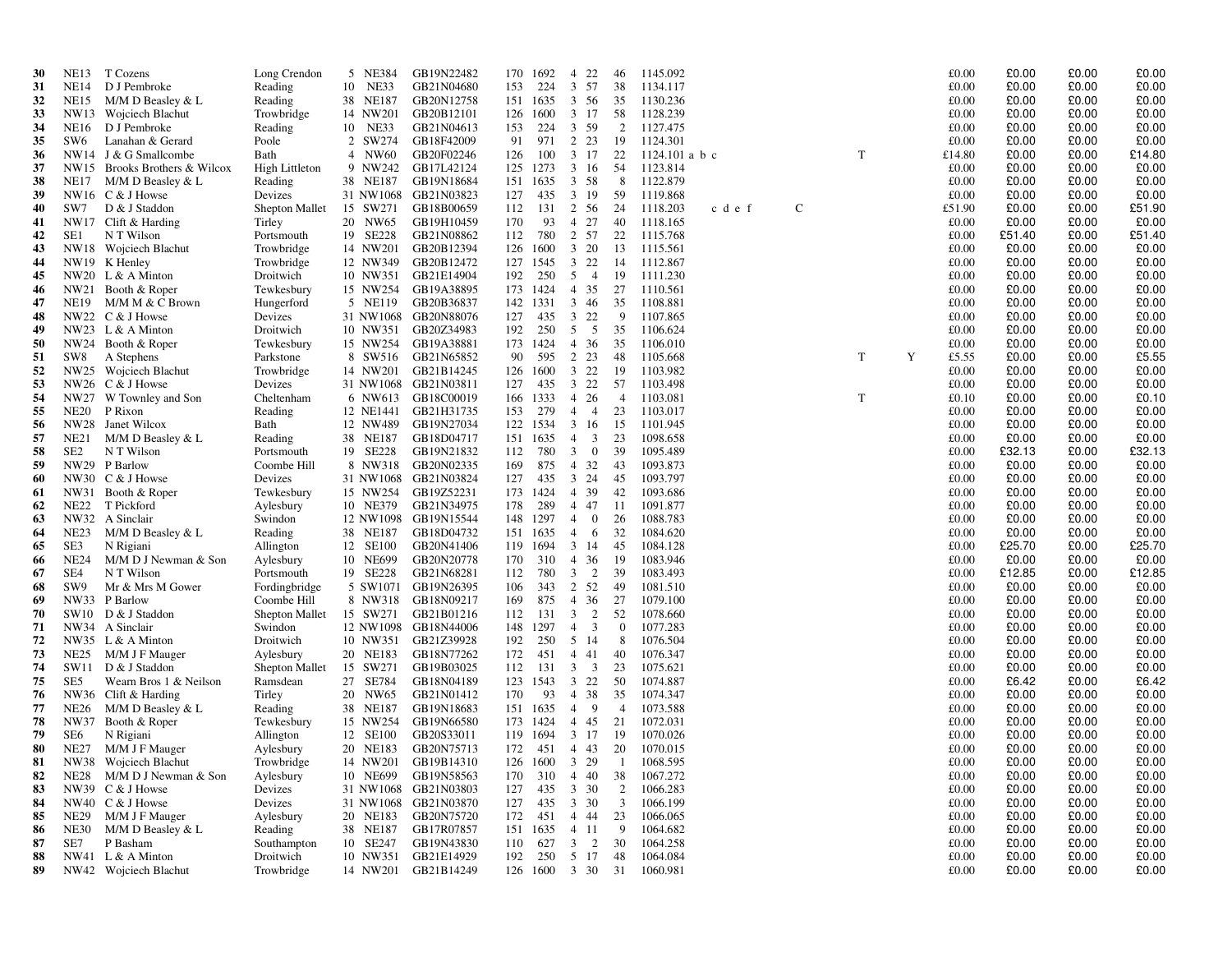| | | | | | | | | | | | | | | | | | | | | |
|---|---|---|---|---|---|---|---|---|---|---|---|---|---|---|---|---|---|---|---|---|
| **30** | NE13 | T Cozens | Long Crendon | 5 | NE384 | GB19N22482 | 170 | 1692 | 4 | 22 | 46 | 1145.092 | | | | | £0.00 | £0.00 | £0.00 | £0.00 |
| **31** | NE14 | D J Pembroke | Reading | 10 | NE33 | GB21N04680 | 153 | 224 | 3 | 57 | 38 | 1134.117 | | | | | £0.00 | £0.00 | £0.00 | £0.00 |
| **32** | NE15 | M/M D Beasley & L | Reading | 38 | NE187 | GB20N12758 | 151 | 1635 | 3 | 56 | 35 | 1130.236 | | | | | £0.00 | £0.00 | £0.00 | £0.00 |
| **33** | NW13 | Wojciech Blachut | Trowbridge | 14 | NW201 | GB20B12101 | 126 | 1600 | 3 | 17 | 58 | 1128.239 | | | | | £0.00 | £0.00 | £0.00 | £0.00 |
| **34** | NE16 | D J Pembroke | Reading | 10 | NE33 | GB21N04613 | 153 | 224 | 3 | 59 | 2 | 1127.475 | | | | | £0.00 | £0.00 | £0.00 | £0.00 |
| **35** | SW6 | Lanahan & Gerard | Poole | 2 | SW274 | GB18F42009 | 91 | 971 | 2 | 23 | 19 | 1124.301 | | | | | £0.00 | £0.00 | £0.00 | £0.00 |
| **36** | NW14 | J & G Smallcombe | Bath | 4 | NW60 | GB20F02246 | 126 | 100 | 3 | 17 | 22 | 1124.101 | a b c | | T | | £14.80 | £0.00 | £0.00 | £14.80 |
| **37** | NW15 | Brooks Brothers & Wilcox | High Littleton | 9 | NW242 | GB17L42124 | 125 | 1273 | 3 | 16 | 54 | 1123.814 | | | | | £0.00 | £0.00 | £0.00 | £0.00 |
| **38** | NE17 | M/M D Beasley & L | Reading | 38 | NE187 | GB19N18684 | 151 | 1635 | 3 | 58 | 8 | 1122.879 | | | | | £0.00 | £0.00 | £0.00 | £0.00 |
| **39** | NW16 | C & J Howse | Devizes | 31 | NW1068 | GB21N03823 | 127 | 435 | 3 | 19 | 59 | 1119.868 | | | | | £0.00 | £0.00 | £0.00 | £0.00 |
| **40** | SW7 | D & J Staddon | Shepton Mallet | 15 | SW271 | GB18B00659 | 112 | 131 | 2 | 56 | 24 | 1118.203 | c d e f | C | | | £51.90 | £0.00 | £0.00 | £51.90 |
| **41** | NW17 | Clift & Harding | Tirley | 20 | NW65 | GB19H10459 | 170 | 93 | 4 | 27 | 40 | 1118.165 | | | | | £0.00 | £0.00 | £0.00 | £0.00 |
| **42** | SE1 | N T Wilson | Portsmouth | 19 | SE228 | GB21N08862 | 112 | 780 | 2 | 57 | 22 | 1115.768 | | | | | £0.00 | £51.40 | £0.00 | £51.40 |
| **43** | NW18 | Wojciech Blachut | Trowbridge | 14 | NW201 | GB20B12394 | 126 | 1600 | 3 | 20 | 13 | 1115.561 | | | | | £0.00 | £0.00 | £0.00 | £0.00 |
| **44** | NW19 | K Henley | Trowbridge | 12 | NW349 | GB20B12472 | 127 | 1545 | 3 | 22 | 14 | 1112.867 | | | | | £0.00 | £0.00 | £0.00 | £0.00 |
| **45** | NW20 | L & A Minton | Droitwich | 10 | NW351 | GB21E14904 | 192 | 250 | 5 | 4 | 19 | 1111.230 | | | | | £0.00 | £0.00 | £0.00 | £0.00 |
| **46** | NW21 | Booth & Roper | Tewkesbury | 15 | NW254 | GB19A38895 | 173 | 1424 | 4 | 35 | 27 | 1110.561 | | | | | £0.00 | £0.00 | £0.00 | £0.00 |
| **47** | NE19 | M/M M & C Brown | Hungerford | 5 | NE119 | GB20B36837 | 142 | 1331 | 3 | 46 | 35 | 1108.881 | | | | | £0.00 | £0.00 | £0.00 | £0.00 |
| **48** | NW22 | C & J Howse | Devizes | 31 | NW1068 | GB20N88076 | 127 | 435 | 3 | 22 | 9 | 1107.865 | | | | | £0.00 | £0.00 | £0.00 | £0.00 |
| **49** | NW23 | L & A Minton | Droitwich | 10 | NW351 | GB20Z34983 | 192 | 250 | 5 | 5 | 35 | 1106.624 | | | | | £0.00 | £0.00 | £0.00 | £0.00 |
| **50** | NW24 | Booth & Roper | Tewkesbury | 15 | NW254 | GB19A38881 | 173 | 1424 | 4 | 36 | 35 | 1106.010 | | | | | £0.00 | £0.00 | £0.00 | £0.00 |
| **51** | SW8 | A Stephens | Parkstone | 8 | SW516 | GB21N65852 | 90 | 595 | 2 | 23 | 48 | 1105.668 | | | T | Y | £5.55 | £0.00 | £0.00 | £5.55 |
| **52** | NW25 | Wojciech Blachut | Trowbridge | 14 | NW201 | GB21B14245 | 126 | 1600 | 3 | 22 | 19 | 1103.982 | | | | | £0.00 | £0.00 | £0.00 | £0.00 |
| **53** | NW26 | C & J Howse | Devizes | 31 | NW1068 | GB21N03811 | 127 | 435 | 3 | 22 | 57 | 1103.498 | | | | | £0.00 | £0.00 | £0.00 | £0.00 |
| **54** | NW27 | W Townley and Son | Cheltenham | 6 | NW613 | GB18C00019 | 166 | 1333 | 4 | 26 | 4 | 1103.081 | | | T | | £0.10 | £0.00 | £0.00 | £0.10 |
| **55** | NE20 | P Rixon | Reading | 12 | NE1441 | GB21H31735 | 153 | 279 | 4 | 4 | 23 | 1103.017 | | | | | £0.00 | £0.00 | £0.00 | £0.00 |
| **56** | NW28 | Janet Wilcox | Bath | 12 | NW489 | GB19N27034 | 122 | 1534 | 3 | 16 | 15 | 1101.945 | | | | | £0.00 | £0.00 | £0.00 | £0.00 |
| **57** | NE21 | M/M D Beasley & L | Reading | 38 | NE187 | GB18D04717 | 151 | 1635 | 4 | 3 | 23 | 1098.658 | | | | | £0.00 | £0.00 | £0.00 | £0.00 |
| **58** | SE2 | N T Wilson | Portsmouth | 19 | SE228 | GB19N21832 | 112 | 780 | 3 | 0 | 39 | 1095.489 | | | | | £0.00 | £32.13 | £0.00 | £32.13 |
| **59** | NW29 | P Barlow | Coombe Hill | 8 | NW318 | GB20N02335 | 169 | 875 | 4 | 32 | 43 | 1093.873 | | | | | £0.00 | £0.00 | £0.00 | £0.00 |
| **60** | NW30 | C & J Howse | Devizes | 31 | NW1068 | GB21N03824 | 127 | 435 | 3 | 24 | 45 | 1093.797 | | | | | £0.00 | £0.00 | £0.00 | £0.00 |
| **61** | NW31 | Booth & Roper | Tewkesbury | 15 | NW254 | GB19Z52231 | 173 | 1424 | 4 | 39 | 42 | 1093.686 | | | | | £0.00 | £0.00 | £0.00 | £0.00 |
| **62** | NE22 | T Pickford | Aylesbury | 10 | NE379 | GB21N34975 | 178 | 289 | 4 | 47 | 11 | 1091.877 | | | | | £0.00 | £0.00 | £0.00 | £0.00 |
| **63** | NW32 | A Sinclair | Swindon | 12 | NW1098 | GB19N15544 | 148 | 1297 | 4 | 0 | 26 | 1088.783 | | | | | £0.00 | £0.00 | £0.00 | £0.00 |
| **64** | NE23 | M/M D Beasley & L | Reading | 38 | NE187 | GB18D04732 | 151 | 1635 | 4 | 6 | 32 | 1084.620 | | | | | £0.00 | £0.00 | £0.00 | £0.00 |
| **65** | SE3 | N Rigiani | Allington | 12 | SE100 | GB20N41406 | 119 | 1694 | 3 | 14 | 45 | 1084.128 | | | | | £0.00 | £25.70 | £0.00 | £25.70 |
| **66** | NE24 | M/M D J Newman & Son | Aylesbury | 10 | NE699 | GB20N20778 | 170 | 310 | 4 | 36 | 19 | 1083.946 | | | | | £0.00 | £0.00 | £0.00 | £0.00 |
| **67** | SE4 | N T Wilson | Portsmouth | 19 | SE228 | GB21N68281 | 112 | 780 | 3 | 2 | 39 | 1083.493 | | | | | £0.00 | £12.85 | £0.00 | £12.85 |
| **68** | SW9 | Mr & Mrs M Gower | Fordingbridge | 5 | SW1071 | GB19N26395 | 106 | 343 | 2 | 52 | 49 | 1081.510 | | | | | £0.00 | £0.00 | £0.00 | £0.00 |
| **69** | NW33 | P Barlow | Coombe Hill | 8 | NW318 | GB18N09217 | 169 | 875 | 4 | 36 | 27 | 1079.100 | | | | | £0.00 | £0.00 | £0.00 | £0.00 |
| **70** | SW10 | D & J Staddon | Shepton Mallet | 15 | SW271 | GB21B01216 | 112 | 131 | 3 | 2 | 52 | 1078.660 | | | | | £0.00 | £0.00 | £0.00 | £0.00 |
| **71** | NW34 | A Sinclair | Swindon | 12 | NW1098 | GB18N44006 | 148 | 1297 | 4 | 3 | 0 | 1077.283 | | | | | £0.00 | £0.00 | £0.00 | £0.00 |
| **72** | NW35 | L & A Minton | Droitwich | 10 | NW351 | GB21Z39928 | 192 | 250 | 5 | 14 | 8 | 1076.504 | | | | | £0.00 | £0.00 | £0.00 | £0.00 |
| **73** | NE25 | M/M J F Mauger | Aylesbury | 20 | NE183 | GB18N77262 | 172 | 451 | 4 | 41 | 40 | 1076.347 | | | | | £0.00 | £0.00 | £0.00 | £0.00 |
| **74** | SW11 | D & J Staddon | Shepton Mallet | 15 | SW271 | GB19B03025 | 112 | 131 | 3 | 3 | 23 | 1075.621 | | | | | £0.00 | £0.00 | £0.00 | £0.00 |
| **75** | SE5 | Wearn Bros 1 & Neilson | Ramsdean | 27 | SE784 | GB18N04189 | 123 | 1543 | 3 | 22 | 50 | 1074.887 | | | | | £0.00 | £6.42 | £0.00 | £6.42 |
| **76** | NW36 | Clift & Harding | Tirley | 20 | NW65 | GB21N01412 | 170 | 93 | 4 | 38 | 35 | 1074.347 | | | | | £0.00 | £0.00 | £0.00 | £0.00 |
| **77** | NE26 | M/M D Beasley & L | Reading | 38 | NE187 | GB19N18683 | 151 | 1635 | 4 | 9 | 4 | 1073.588 | | | | | £0.00 | £0.00 | £0.00 | £0.00 |
| **78** | NW37 | Booth & Roper | Tewkesbury | 15 | NW254 | GB19N66580 | 173 | 1424 | 4 | 45 | 21 | 1072.031 | | | | | £0.00 | £0.00 | £0.00 | £0.00 |
| **79** | SE6 | N Rigiani | Allington | 12 | SE100 | GB20S33011 | 119 | 1694 | 3 | 17 | 19 | 1070.026 | | | | | £0.00 | £0.00 | £0.00 | £0.00 |
| **80** | NE27 | M/M J F Mauger | Aylesbury | 20 | NE183 | GB20N75713 | 172 | 451 | 4 | 43 | 20 | 1070.015 | | | | | £0.00 | £0.00 | £0.00 | £0.00 |
| **81** | NW38 | Wojciech Blachut | Trowbridge | 14 | NW201 | GB19B14310 | 126 | 1600 | 3 | 29 | 1 | 1068.595 | | | | | £0.00 | £0.00 | £0.00 | £0.00 |
| **82** | NE28 | M/M D J Newman & Son | Aylesbury | 10 | NE699 | GB19N58563 | 170 | 310 | 4 | 40 | 38 | 1067.272 | | | | | £0.00 | £0.00 | £0.00 | £0.00 |
| **83** | NW39 | C & J Howse | Devizes | 31 | NW1068 | GB21N03803 | 127 | 435 | 3 | 30 | 2 | 1066.283 | | | | | £0.00 | £0.00 | £0.00 | £0.00 |
| **84** | NW40 | C & J Howse | Devizes | 31 | NW1068 | GB21N03870 | 127 | 435 | 3 | 30 | 3 | 1066.199 | | | | | £0.00 | £0.00 | £0.00 | £0.00 |
| **85** | NE29 | M/M J F Mauger | Aylesbury | 20 | NE183 | GB20N75720 | 172 | 451 | 4 | 44 | 23 | 1066.065 | | | | | £0.00 | £0.00 | £0.00 | £0.00 |
| **86** | NE30 | M/M D Beasley & L | Reading | 38 | NE187 | GB17R07857 | 151 | 1635 | 4 | 11 | 9 | 1064.682 | | | | | £0.00 | £0.00 | £0.00 | £0.00 |
| **87** | SE7 | P Basham | Southampton | 10 | SE247 | GB19N43830 | 110 | 627 | 3 | 2 | 30 | 1064.258 | | | | | £0.00 | £0.00 | £0.00 | £0.00 |
| **88** | NW41 | L & A Minton | Droitwich | 10 | NW351 | GB21E14929 | 192 | 250 | 5 | 17 | 48 | 1064.084 | | | | | £0.00 | £0.00 | £0.00 | £0.00 |
| **89** | NW42 | Wojciech Blachut | Trowbridge | 14 | NW201 | GB21B14249 | 126 | 1600 | 3 | 30 | 31 | 1060.981 | | | | | £0.00 | £0.00 | £0.00 | £0.00 |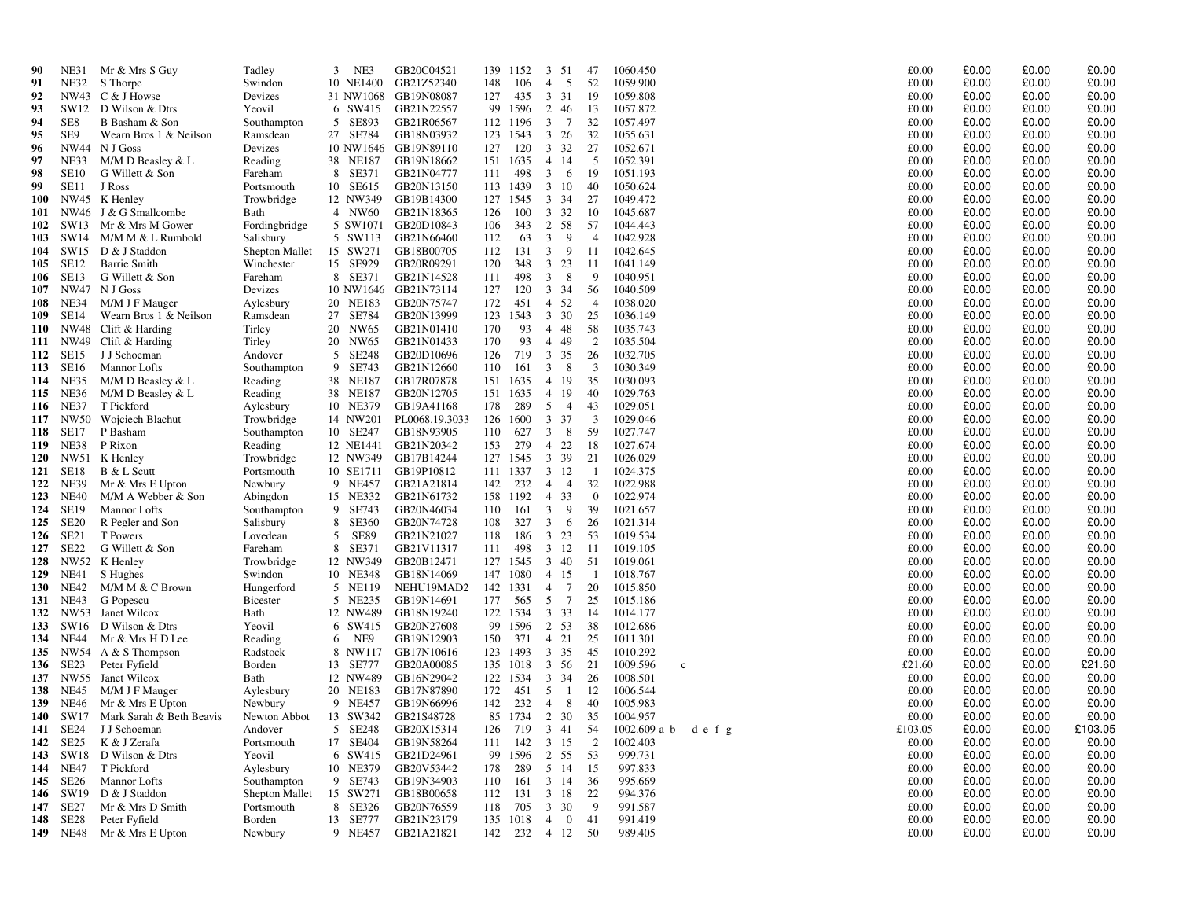| | | | | | | | | | | | | | | | | | |
|---|---|---|---|---|---|---|---|---|---|---|---|---|---|---|---|---|---|
| **90** | NE31 | Mr & Mrs S Guy | Tadley | 3 | NE3 | GB20C04521 | 139 | 1152 | 3 | 51 | 47 | 1060.450 | | £0.00 | £0.00 | £0.00 | £0.00 |
| **91** | NE32 | S Thorpe | Swindon | 10 | NE1400 | GB21Z52340 | 148 | 106 | 4 | 5 | 52 | 1059.900 | | £0.00 | £0.00 | £0.00 | £0.00 |
| **92** | NW43 | C & J Howse | Devizes | 31 | NW1068 | GB19N08087 | 127 | 435 | 3 | 31 | 19 | 1059.808 | | £0.00 | £0.00 | £0.00 | £0.00 |
| **93** | SW12 | D Wilson & Dtrs | Yeovil | 6 | SW415 | GB21N22557 | 99 | 1596 | 2 | 46 | 13 | 1057.872 | | £0.00 | £0.00 | £0.00 | £0.00 |
| **94** | SE8 | B Basham & Son | Southampton | 5 | SE893 | GB21R06567 | 112 | 1196 | 3 | 7 | 32 | 1057.497 | | £0.00 | £0.00 | £0.00 | £0.00 |
| **95** | SE9 | Wearn Bros 1 & Neilson | Ramsdean | 27 | SE784 | GB18N03932 | 123 | 1543 | 3 | 26 | 32 | 1055.631 | | £0.00 | £0.00 | £0.00 | £0.00 |
| **96** | NW44 | N J Goss | Devizes | 10 | NW1646 | GB19N89110 | 127 | 120 | 3 | 32 | 27 | 1052.671 | | £0.00 | £0.00 | £0.00 | £0.00 |
| **97** | NE33 | M/M D Beasley & L | Reading | 38 | NE187 | GB19N18662 | 151 | 1635 | 4 | 14 | 5 | 1052.391 | | £0.00 | £0.00 | £0.00 | £0.00 |
| **98** | SE10 | G Willett & Son | Fareham | 8 | SE371 | GB21N04777 | 111 | 498 | 3 | 6 | 19 | 1051.193 | | £0.00 | £0.00 | £0.00 | £0.00 |
| **99** | SE11 | J Ross | Portsmouth | 10 | SE615 | GB20N13150 | 113 | 1439 | 3 | 10 | 40 | 1050.624 | | £0.00 | £0.00 | £0.00 | £0.00 |
| **100** | NW45 | K Henley | Trowbridge | 12 | NW349 | GB19B14300 | 127 | 1545 | 3 | 34 | 27 | 1049.472 | | £0.00 | £0.00 | £0.00 | £0.00 |
| **101** | NW46 | J & G Smallcombe | Bath | 4 | NW60 | GB21N18365 | 126 | 100 | 3 | 32 | 10 | 1045.687 | | £0.00 | £0.00 | £0.00 | £0.00 |
| **102** | SW13 | Mr & Mrs M Gower | Fordingbridge | 5 | SW1071 | GB20D10843 | 106 | 343 | 2 | 58 | 57 | 1044.443 | | £0.00 | £0.00 | £0.00 | £0.00 |
| **103** | SW14 | M/M M & L Rumbold | Salisbury | 5 | SW113 | GB21N66460 | 112 | 63 | 3 | 9 | 4 | 1042.928 | | £0.00 | £0.00 | £0.00 | £0.00 |
| **104** | SW15 | D & J Staddon | Shepton Mallet | 15 | SW271 | GB18B00705 | 112 | 131 | 3 | 9 | 11 | 1042.645 | | £0.00 | £0.00 | £0.00 | £0.00 |
| **105** | SE12 | Barrie Smith | Winchester | 15 | SE929 | GB20R09291 | 120 | 348 | 3 | 23 | 11 | 1041.149 | | £0.00 | £0.00 | £0.00 | £0.00 |
| **106** | SE13 | G Willett & Son | Fareham | 8 | SE371 | GB21N14528 | 111 | 498 | 3 | 8 | 9 | 1040.951 | | £0.00 | £0.00 | £0.00 | £0.00 |
| **107** | NW47 | N J Goss | Devizes | 10 | NW1646 | GB21N73114 | 127 | 120 | 3 | 34 | 56 | 1040.509 | | £0.00 | £0.00 | £0.00 | £0.00 |
| **108** | NE34 | M/M J F Mauger | Aylesbury | 20 | NE183 | GB20N75747 | 172 | 451 | 4 | 52 | 4 | 1038.020 | | £0.00 | £0.00 | £0.00 | £0.00 |
| **109** | SE14 | Wearn Bros 1 & Neilson | Ramsdean | 27 | SE784 | GB20N13999 | 123 | 1543 | 3 | 30 | 25 | 1036.149 | | £0.00 | £0.00 | £0.00 | £0.00 |
| **110** | NW48 | Clift & Harding | Tirley | 20 | NW65 | GB21N01410 | 170 | 93 | 4 | 48 | 58 | 1035.743 | | £0.00 | £0.00 | £0.00 | £0.00 |
| **111** | NW49 | Clift & Harding | Tirley | 20 | NW65 | GB21N01433 | 170 | 93 | 4 | 49 | 2 | 1035.504 | | £0.00 | £0.00 | £0.00 | £0.00 |
| **112** | SE15 | J J Schoeman | Andover | 5 | SE248 | GB20D10696 | 126 | 719 | 3 | 35 | 26 | 1032.705 | | £0.00 | £0.00 | £0.00 | £0.00 |
| **113** | SE16 | Mannor Lofts | Southampton | 9 | SE743 | GB21N12660 | 110 | 161 | 3 | 8 | 3 | 1030.349 | | £0.00 | £0.00 | £0.00 | £0.00 |
| **114** | NE35 | M/M D Beasley & L | Reading | 38 | NE187 | GB17R07878 | 151 | 1635 | 4 | 19 | 35 | 1030.093 | | £0.00 | £0.00 | £0.00 | £0.00 |
| **115** | NE36 | M/M D Beasley & L | Reading | 38 | NE187 | GB20N12705 | 151 | 1635 | 4 | 19 | 40 | 1029.763 | | £0.00 | £0.00 | £0.00 | £0.00 |
| **116** | NE37 | T Pickford | Aylesbury | 10 | NE379 | GB19A41168 | 178 | 289 | 5 | 4 | 43 | 1029.051 | | £0.00 | £0.00 | £0.00 | £0.00 |
| **117** | NW50 | Wojciech Blachut | Trowbridge | 14 | NW201 | PL0068.19.3033 | 126 | 1600 | 3 | 37 | 3 | 1029.046 | | £0.00 | £0.00 | £0.00 | £0.00 |
| **118** | SE17 | P Basham | Southampton | 10 | SE247 | GB18N93905 | 110 | 627 | 3 | 8 | 59 | 1027.747 | | £0.00 | £0.00 | £0.00 | £0.00 |
| **119** | NE38 | P Rixon | Reading | 12 | NE1441 | GB21N20342 | 153 | 279 | 4 | 22 | 18 | 1027.674 | | £0.00 | £0.00 | £0.00 | £0.00 |
| **120** | NW51 | K Henley | Trowbridge | 12 | NW349 | GB17B14244 | 127 | 1545 | 3 | 39 | 21 | 1026.029 | | £0.00 | £0.00 | £0.00 | £0.00 |
| **121** | SE18 | B & L Scutt | Portsmouth | 10 | SE1711 | GB19P10812 | 111 | 1337 | 3 | 12 | 1 | 1024.375 | | £0.00 | £0.00 | £0.00 | £0.00 |
| **122** | NE39 | Mr & Mrs E Upton | Newbury | 9 | NE457 | GB21A21814 | 142 | 232 | 4 | 4 | 32 | 1022.988 | | £0.00 | £0.00 | £0.00 | £0.00 |
| **123** | NE40 | M/M A Webber & Son | Abingdon | 15 | NE332 | GB21N61732 | 158 | 1192 | 4 | 33 | 0 | 1022.974 | | £0.00 | £0.00 | £0.00 | £0.00 |
| **124** | SE19 | Mannor Lofts | Southampton | 9 | SE743 | GB20N46034 | 110 | 161 | 3 | 9 | 39 | 1021.657 | | £0.00 | £0.00 | £0.00 | £0.00 |
| **125** | SE20 | R Pegler and Son | Salisbury | 8 | SE360 | GB20N74728 | 108 | 327 | 3 | 6 | 26 | 1021.314 | | £0.00 | £0.00 | £0.00 | £0.00 |
| **126** | SE21 | T Powers | Lovedean | 5 | SE89 | GB21N21027 | 118 | 186 | 3 | 23 | 53 | 1019.534 | | £0.00 | £0.00 | £0.00 | £0.00 |
| **127** | SE22 | G Willett & Son | Fareham | 8 | SE371 | GB21V11317 | 111 | 498 | 3 | 12 | 11 | 1019.105 | | £0.00 | £0.00 | £0.00 | £0.00 |
| **128** | NW52 | K Henley | Trowbridge | 12 | NW349 | GB20B12471 | 127 | 1545 | 3 | 40 | 51 | 1019.061 | | £0.00 | £0.00 | £0.00 | £0.00 |
| **129** | NE41 | S Hughes | Swindon | 10 | NE348 | GB18N14069 | 147 | 1080 | 4 | 15 | 1 | 1018.767 | | £0.00 | £0.00 | £0.00 | £0.00 |
| **130** | NE42 | M/M M & C Brown | Hungerford | 5 | NE119 | NEHU19MAD2 | 142 | 1331 | 4 | 7 | 20 | 1015.850 | | £0.00 | £0.00 | £0.00 | £0.00 |
| **131** | NE43 | G Popescu | Bicester | 5 | NE235 | GB19N14691 | 177 | 565 | 5 | 7 | 25 | 1015.186 | | £0.00 | £0.00 | £0.00 | £0.00 |
| **132** | NW53 | Janet Wilcox | Bath | 12 | NW489 | GB18N19240 | 122 | 1534 | 3 | 33 | 14 | 1014.177 | | £0.00 | £0.00 | £0.00 | £0.00 |
| **133** | SW16 | D Wilson & Dtrs | Yeovil | 6 | SW415 | GB20N27608 | 99 | 1596 | 2 | 53 | 38 | 1012.686 | | £0.00 | £0.00 | £0.00 | £0.00 |
| **134** | NE44 | Mr & Mrs H D Lee | Reading | 6 | NE9 | GB19N12903 | 150 | 371 | 4 | 21 | 25 | 1011.301 | | £0.00 | £0.00 | £0.00 | £0.00 |
| **135** | NW54 | A & S Thompson | Radstock | 8 | NW117 | GB17N10616 | 123 | 1493 | 3 | 35 | 45 | 1010.292 | | £0.00 | £0.00 | £0.00 | £0.00 |
| **136** | SE23 | Peter Fyfield | Borden | 13 | SE777 | GB20A00085 | 135 | 1018 | 3 | 56 | 21 | 1009.596 | c | £21.60 | £0.00 | £0.00 | £21.60 |
| **137** | NW55 | Janet Wilcox | Bath | 12 | NW489 | GB16N29042 | 122 | 1534 | 3 | 34 | 26 | 1008.501 | | £0.00 | £0.00 | £0.00 | £0.00 |
| **138** | NE45 | M/M J F Mauger | Aylesbury | 20 | NE183 | GB17N87890 | 172 | 451 | 5 | 1 | 12 | 1006.544 | | £0.00 | £0.00 | £0.00 | £0.00 |
| **139** | NE46 | Mr & Mrs E Upton | Newbury | 9 | NE457 | GB19N66996 | 142 | 232 | 4 | 8 | 40 | 1005.983 | | £0.00 | £0.00 | £0.00 | £0.00 |
| **140** | SW17 | Mark Sarah & Beth Beavis | Newton Abbot | 13 | SW342 | GB21S48728 | 85 | 1734 | 2 | 30 | 35 | 1004.957 | | £0.00 | £0.00 | £0.00 | £0.00 |
| **141** | SE24 | J J Schoeman | Andover | 5 | SE248 | GB20X15314 | 126 | 719 | 3 | 41 | 54 | 1002.609 | a b d e f g | £103.05 | £0.00 | £0.00 | £103.05 |
| **142** | SE25 | K & J Zerafa | Portsmouth | 17 | SE404 | GB19N58264 | 111 | 142 | 3 | 15 | 2 | 1002.403 | | £0.00 | £0.00 | £0.00 | £0.00 |
| **143** | SW18 | D Wilson & Dtrs | Yeovil | 6 | SW415 | GB21D24961 | 99 | 1596 | 2 | 55 | 53 | 999.731 | | £0.00 | £0.00 | £0.00 | £0.00 |
| **144** | NE47 | T Pickford | Aylesbury | 10 | NE379 | GB20V53442 | 178 | 289 | 5 | 14 | 15 | 997.833 | | £0.00 | £0.00 | £0.00 | £0.00 |
| **145** | SE26 | Mannor Lofts | Southampton | 9 | SE743 | GB19N34903 | 110 | 161 | 3 | 14 | 36 | 995.669 | | £0.00 | £0.00 | £0.00 | £0.00 |
| **146** | SW19 | D & J Staddon | Shepton Mallet | 15 | SW271 | GB18B00658 | 112 | 131 | 3 | 18 | 22 | 994.376 | | £0.00 | £0.00 | £0.00 | £0.00 |
| **147** | SE27 | Mr & Mrs D Smith | Portsmouth | 8 | SE326 | GB20N76559 | 118 | 705 | 3 | 30 | 9 | 991.587 | | £0.00 | £0.00 | £0.00 | £0.00 |
| **148** | SE28 | Peter Fyfield | Borden | 13 | SE777 | GB21N23179 | 135 | 1018 | 4 | 0 | 41 | 991.419 | | £0.00 | £0.00 | £0.00 | £0.00 |
| **149** | NE48 | Mr & Mrs E Upton | Newbury | 9 | NE457 | GB21A21821 | 142 | 232 | 4 | 12 | 50 | 989.405 | | £0.00 | £0.00 | £0.00 | £0.00 |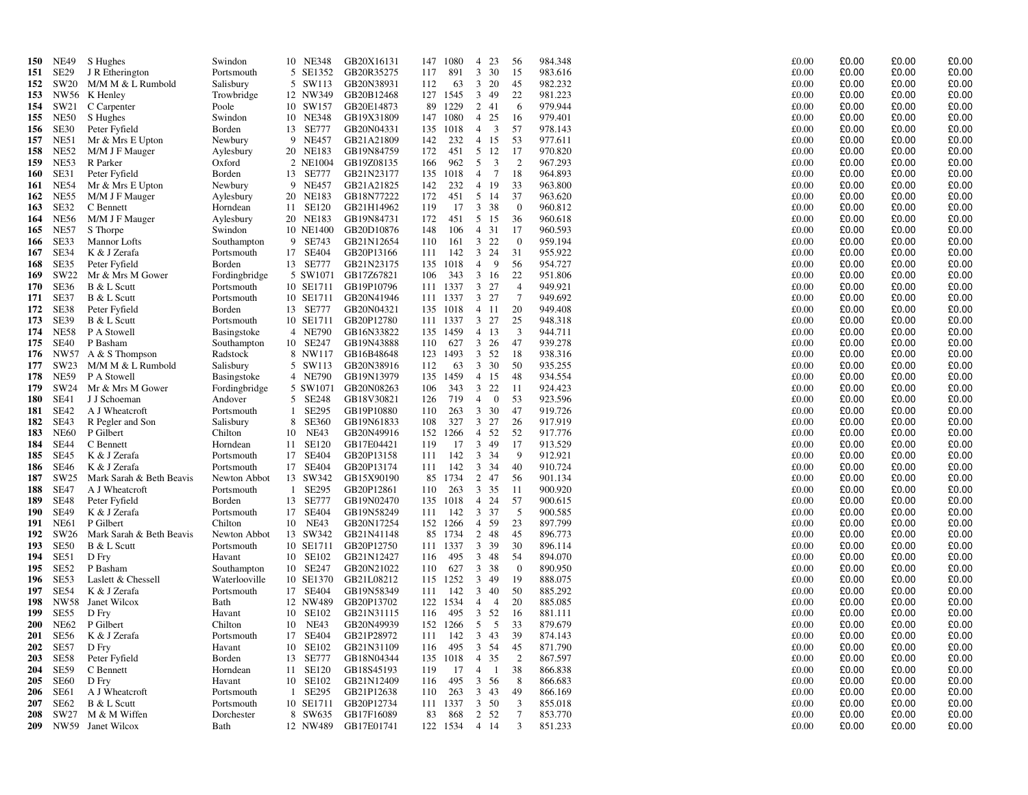| | | | | | | | | | | | | | | | | | |
|---|---|---|---|---|---|---|---|---|---|---|---|---|---|---|---|---|---|
| **150** | NE49 | S Hughes | Swindon | 10 | NE348 | GB20X16131 | 147 | 1080 | 4 | 23 | 56 | 984.348 | £0.00 | £0.00 | £0.00 | £0.00 |
| **151** | SE29 | J R Etherington | Portsmouth | 5 | SE1352 | GB20R35275 | 117 | 891 | 3 | 30 | 15 | 983.616 | £0.00 | £0.00 | £0.00 | £0.00 |
| **152** | SW20 | M/M M & L Rumbold | Salisbury | 5 | SW113 | GB20N38931 | 112 | 63 | 3 | 20 | 45 | 982.232 | £0.00 | £0.00 | £0.00 | £0.00 |
| **153** | NW56 | K Henley | Trowbridge | 12 | NW349 | GB20B12468 | 127 | 1545 | 3 | 49 | 22 | 981.223 | £0.00 | £0.00 | £0.00 | £0.00 |
| **154** | SW21 | C Carpenter | Poole | 10 | SW157 | GB20E14873 | 89 | 1229 | 2 | 41 | 6 | 979.944 | £0.00 | £0.00 | £0.00 | £0.00 |
| **155** | NE50 | S Hughes | Swindon | 10 | NE348 | GB19X31809 | 147 | 1080 | 4 | 25 | 16 | 979.401 | £0.00 | £0.00 | £0.00 | £0.00 |
| **156** | SE30 | Peter Fyfield | Borden | 13 | SE777 | GB20N04331 | 135 | 1018 | 4 | 3 | 57 | 978.143 | £0.00 | £0.00 | £0.00 | £0.00 |
| **157** | NE51 | Mr & Mrs E Upton | Newbury | 9 | NE457 | GB21A21809 | 142 | 232 | 4 | 15 | 53 | 977.611 | £0.00 | £0.00 | £0.00 | £0.00 |
| **158** | NE52 | M/M J F Mauger | Aylesbury | 20 | NE183 | GB19N84759 | 172 | 451 | 5 | 12 | 17 | 970.820 | £0.00 | £0.00 | £0.00 | £0.00 |
| **159** | NE53 | R Parker | Oxford | 2 | NE1004 | GB19Z08135 | 166 | 962 | 5 | 3 | 2 | 967.293 | £0.00 | £0.00 | £0.00 | £0.00 |
| **160** | SE31 | Peter Fyfield | Borden | 13 | SE777 | GB21N23177 | 135 | 1018 | 4 | 7 | 18 | 964.893 | £0.00 | £0.00 | £0.00 | £0.00 |
| **161** | NE54 | Mr & Mrs E Upton | Newbury | 9 | NE457 | GB21A21825 | 142 | 232 | 4 | 19 | 33 | 963.800 | £0.00 | £0.00 | £0.00 | £0.00 |
| **162** | NE55 | M/M J F Mauger | Aylesbury | 20 | NE183 | GB18N77222 | 172 | 451 | 5 | 14 | 37 | 963.620 | £0.00 | £0.00 | £0.00 | £0.00 |
| **163** | SE32 | C Bennett | Horndean | 11 | SE120 | GB21H14962 | 119 | 17 | 3 | 38 | 0 | 960.812 | £0.00 | £0.00 | £0.00 | £0.00 |
| **164** | NE56 | M/M J F Mauger | Aylesbury | 20 | NE183 | GB19N84731 | 172 | 451 | 5 | 15 | 36 | 960.618 | £0.00 | £0.00 | £0.00 | £0.00 |
| **165** | NE57 | S Thorpe | Swindon | 10 | NE1400 | GB20D10876 | 148 | 106 | 4 | 31 | 17 | 960.593 | £0.00 | £0.00 | £0.00 | £0.00 |
| **166** | SE33 | Mannor Lofts | Southampton | 9 | SE743 | GB21N12654 | 110 | 161 | 3 | 22 | 0 | 959.194 | £0.00 | £0.00 | £0.00 | £0.00 |
| **167** | SE34 | K & J Zerafa | Portsmouth | 17 | SE404 | GB20P13166 | 111 | 142 | 3 | 24 | 31 | 955.922 | £0.00 | £0.00 | £0.00 | £0.00 |
| **168** | SE35 | Peter Fyfield | Borden | 13 | SE777 | GB21N23175 | 135 | 1018 | 4 | 9 | 56 | 954.727 | £0.00 | £0.00 | £0.00 | £0.00 |
| **169** | SW22 | Mr & Mrs M Gower | Fordingbridge | 5 | SW1071 | GB17Z67821 | 106 | 343 | 3 | 16 | 22 | 951.806 | £0.00 | £0.00 | £0.00 | £0.00 |
| **170** | SE36 | B & L Scutt | Portsmouth | 10 | SE1711 | GB19P10796 | 111 | 1337 | 3 | 27 | 4 | 949.921 | £0.00 | £0.00 | £0.00 | £0.00 |
| **171** | SE37 | B & L Scutt | Portsmouth | 10 | SE1711 | GB20N41946 | 111 | 1337 | 3 | 27 | 7 | 949.692 | £0.00 | £0.00 | £0.00 | £0.00 |
| **172** | SE38 | Peter Fyfield | Borden | 13 | SE777 | GB20N04321 | 135 | 1018 | 4 | 11 | 20 | 949.408 | £0.00 | £0.00 | £0.00 | £0.00 |
| **173** | SE39 | B & L Scutt | Portsmouth | 10 | SE1711 | GB20P12780 | 111 | 1337 | 3 | 27 | 25 | 948.318 | £0.00 | £0.00 | £0.00 | £0.00 |
| **174** | NE58 | P A Stowell | Basingstoke | 4 | NE790 | GB16N33822 | 135 | 1459 | 4 | 13 | 3 | 944.711 | £0.00 | £0.00 | £0.00 | £0.00 |
| **175** | SE40 | P Basham | Southampton | 10 | SE247 | GB19N43888 | 110 | 627 | 3 | 26 | 47 | 939.278 | £0.00 | £0.00 | £0.00 | £0.00 |
| **176** | NW57 | A & S Thompson | Radstock | 8 | NW117 | GB16B48648 | 123 | 1493 | 3 | 52 | 18 | 938.316 | £0.00 | £0.00 | £0.00 | £0.00 |
| **177** | SW23 | M/M M & L Rumbold | Salisbury | 5 | SW113 | GB20N38916 | 112 | 63 | 3 | 30 | 50 | 935.255 | £0.00 | £0.00 | £0.00 | £0.00 |
| **178** | NE59 | P A Stowell | Basingstoke | 4 | NE790 | GB19N13979 | 135 | 1459 | 4 | 15 | 48 | 934.554 | £0.00 | £0.00 | £0.00 | £0.00 |
| **179** | SW24 | Mr & Mrs M Gower | Fordingbridge | 5 | SW1071 | GB20N08263 | 106 | 343 | 3 | 22 | 11 | 924.423 | £0.00 | £0.00 | £0.00 | £0.00 |
| **180** | SE41 | J J Schoeman | Andover | 5 | SE248 | GB18V30821 | 126 | 719 | 4 | 0 | 53 | 923.596 | £0.00 | £0.00 | £0.00 | £0.00 |
| **181** | SE42 | A J Wheatcroft | Portsmouth | 1 | SE295 | GB19P10880 | 110 | 263 | 3 | 30 | 47 | 919.726 | £0.00 | £0.00 | £0.00 | £0.00 |
| **182** | SE43 | R Pegler and Son | Salisbury | 8 | SE360 | GB19N61833 | 108 | 327 | 3 | 27 | 26 | 917.919 | £0.00 | £0.00 | £0.00 | £0.00 |
| **183** | NE60 | P Gilbert | Chilton | 10 | NE43 | GB20N49916 | 152 | 1266 | 4 | 52 | 52 | 917.776 | £0.00 | £0.00 | £0.00 | £0.00 |
| **184** | SE44 | C Bennett | Horndean | 11 | SE120 | GB17E04421 | 119 | 17 | 3 | 49 | 17 | 913.529 | £0.00 | £0.00 | £0.00 | £0.00 |
| **185** | SE45 | K & J Zerafa | Portsmouth | 17 | SE404 | GB20P13158 | 111 | 142 | 3 | 34 | 9 | 912.921 | £0.00 | £0.00 | £0.00 | £0.00 |
| **186** | SE46 | K & J Zerafa | Portsmouth | 17 | SE404 | GB20P13174 | 111 | 142 | 3 | 34 | 40 | 910.724 | £0.00 | £0.00 | £0.00 | £0.00 |
| **187** | SW25 | Mark Sarah & Beth Beavis | Newton Abbot | 13 | SW342 | GB15X90190 | 85 | 1734 | 2 | 47 | 56 | 901.134 | £0.00 | £0.00 | £0.00 | £0.00 |
| **188** | SE47 | A J Wheatcroft | Portsmouth | 1 | SE295 | GB20P12861 | 110 | 263 | 3 | 35 | 11 | 900.920 | £0.00 | £0.00 | £0.00 | £0.00 |
| **189** | SE48 | Peter Fyfield | Borden | 13 | SE777 | GB19N02470 | 135 | 1018 | 4 | 24 | 57 | 900.615 | £0.00 | £0.00 | £0.00 | £0.00 |
| **190** | SE49 | K & J Zerafa | Portsmouth | 17 | SE404 | GB19N58249 | 111 | 142 | 3 | 37 | 5 | 900.585 | £0.00 | £0.00 | £0.00 | £0.00 |
| **191** | NE61 | P Gilbert | Chilton | 10 | NE43 | GB20N17254 | 152 | 1266 | 4 | 59 | 23 | 897.799 | £0.00 | £0.00 | £0.00 | £0.00 |
| **192** | SW26 | Mark Sarah & Beth Beavis | Newton Abbot | 13 | SW342 | GB21N41148 | 85 | 1734 | 2 | 48 | 45 | 896.773 | £0.00 | £0.00 | £0.00 | £0.00 |
| **193** | SE50 | B & L Scutt | Portsmouth | 10 | SE1711 | GB20P12750 | 111 | 1337 | 3 | 39 | 30 | 896.114 | £0.00 | £0.00 | £0.00 | £0.00 |
| **194** | SE51 | D Fry | Havant | 10 | SE102 | GB21N12427 | 116 | 495 | 3 | 48 | 54 | 894.070 | £0.00 | £0.00 | £0.00 | £0.00 |
| **195** | SE52 | P Basham | Southampton | 10 | SE247 | GB20N21022 | 110 | 627 | 3 | 38 | 0 | 890.950 | £0.00 | £0.00 | £0.00 | £0.00 |
| **196** | SE53 | Laslett & Chessell | Waterlooville | 10 | SE1370 | GB21L08212 | 115 | 1252 | 3 | 49 | 19 | 888.075 | £0.00 | £0.00 | £0.00 | £0.00 |
| **197** | SE54 | K & J Zerafa | Portsmouth | 17 | SE404 | GB19N58349 | 111 | 142 | 3 | 40 | 50 | 885.292 | £0.00 | £0.00 | £0.00 | £0.00 |
| **198** | NW58 | Janet Wilcox | Bath | 12 | NW489 | GB20P13702 | 122 | 1534 | 4 | 4 | 20 | 885.085 | £0.00 | £0.00 | £0.00 | £0.00 |
| **199** | SE55 | D Fry | Havant | 10 | SE102 | GB21N31115 | 116 | 495 | 3 | 52 | 16 | 881.111 | £0.00 | £0.00 | £0.00 | £0.00 |
| **200** | NE62 | P Gilbert | Chilton | 10 | NE43 | GB20N49939 | 152 | 1266 | 5 | 5 | 33 | 879.679 | £0.00 | £0.00 | £0.00 | £0.00 |
| **201** | SE56 | K & J Zerafa | Portsmouth | 17 | SE404 | GB21P28972 | 111 | 142 | 3 | 43 | 39 | 874.143 | £0.00 | £0.00 | £0.00 | £0.00 |
| **202** | SE57 | D Fry | Havant | 10 | SE102 | GB21N31109 | 116 | 495 | 3 | 54 | 45 | 871.790 | £0.00 | £0.00 | £0.00 | £0.00 |
| **203** | SE58 | Peter Fyfield | Borden | 13 | SE777 | GB18N04344 | 135 | 1018 | 4 | 35 | 2 | 867.597 | £0.00 | £0.00 | £0.00 | £0.00 |
| **204** | SE59 | C Bennett | Horndean | 11 | SE120 | GB18S45193 | 119 | 17 | 4 | 1 | 38 | 866.838 | £0.00 | £0.00 | £0.00 | £0.00 |
| **205** | SE60 | D Fry | Havant | 10 | SE102 | GB21N12409 | 116 | 495 | 3 | 56 | 8 | 866.683 | £0.00 | £0.00 | £0.00 | £0.00 |
| **206** | SE61 | A J Wheatcroft | Portsmouth | 1 | SE295 | GB21P12638 | 110 | 263 | 3 | 43 | 49 | 866.169 | £0.00 | £0.00 | £0.00 | £0.00 |
| **207** | SE62 | B & L Scutt | Portsmouth | 10 | SE1711 | GB20P12734 | 111 | 1337 | 3 | 50 | 3 | 855.018 | £0.00 | £0.00 | £0.00 | £0.00 |
| **208** | SW27 | M & M Wiffen | Dorchester | 8 | SW635 | GB17F16089 | 83 | 868 | 2 | 52 | 7 | 853.770 | £0.00 | £0.00 | £0.00 | £0.00 |
| **209** | NW59 | Janet Wilcox | Bath | 12 | NW489 | GB17E01741 | 122 | 1534 | 4 | 14 | 3 | 851.233 | £0.00 | £0.00 | £0.00 | £0.00 |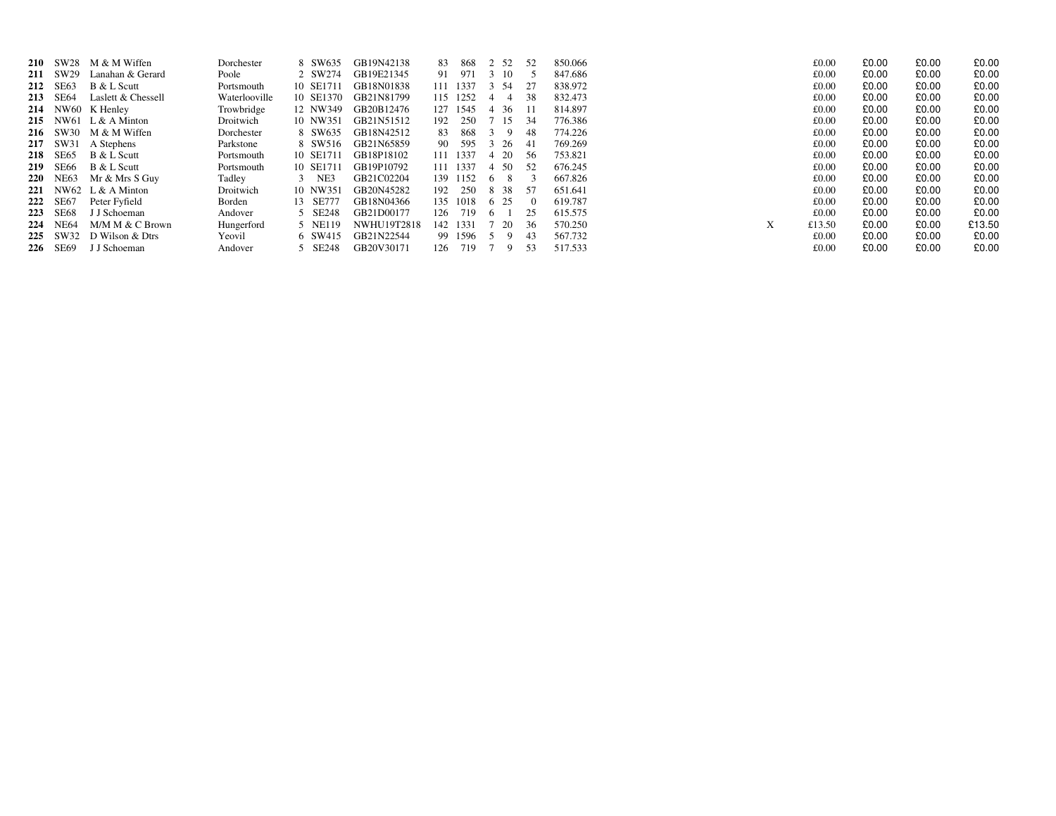| | | | | | | | | | | | | | | | | | | |
|---|---|---|---|---|---|---|---|---|---|---|---|---|---|---|---|---|---|---|
| **210** | SW28 | M & M Wiffen | Dorchester | 8 | SW635 | GB19N42138 | 83 | 868 | 2 | 52 | 52 | 850.066 | | £0.00 | £0.00 | £0.00 | £0.00 |
| **211** | SW29 | Lanahan & Gerard | Poole | 2 | SW274 | GB19E21345 | 91 | 971 | 3 | 10 | 5 | 847.686 | | £0.00 | £0.00 | £0.00 | £0.00 |
| **212** | SE63 | B & L Scutt | Portsmouth | 10 | SE1711 | GB18N01838 | 111 | 1337 | 3 | 54 | 27 | 838.972 | | £0.00 | £0.00 | £0.00 | £0.00 |
| **213** | SE64 | Laslett & Chessell | Waterlooville | 10 | SE1370 | GB21N81799 | 115 | 1252 | 4 | 4 | 38 | 832.473 | | £0.00 | £0.00 | £0.00 | £0.00 |
| **214** | NW60 | K Henley | Trowbridge | 12 | NW349 | GB20B12476 | 127 | 1545 | 4 | 36 | 11 | 814.897 | | £0.00 | £0.00 | £0.00 | £0.00 |
| **215** | NW61 | L & A Minton | Droitwich | 10 | NW351 | GB21N51512 | 192 | 250 | 7 | 15 | 34 | 776.386 | | £0.00 | £0.00 | £0.00 | £0.00 |
| **216** | SW30 | M & M Wiffen | Dorchester | 8 | SW635 | GB18N42512 | 83 | 868 | 3 | 9 | 48 | 774.226 | | £0.00 | £0.00 | £0.00 | £0.00 |
| **217** | SW31 | A Stephens | Parkstone | 8 | SW516 | GB21N65859 | 90 | 595 | 3 | 26 | 41 | 769.269 | | £0.00 | £0.00 | £0.00 | £0.00 |
| **218** | SE65 | B & L Scutt | Portsmouth | 10 | SE1711 | GB18P18102 | 111 | 1337 | 4 | 20 | 56 | 753.821 | | £0.00 | £0.00 | £0.00 | £0.00 |
| **219** | SE66 | B & L Scutt | Portsmouth | 10 | SE1711 | GB19P10792 | 111 | 1337 | 4 | 50 | 52 | 676.245 | | £0.00 | £0.00 | £0.00 | £0.00 |
| **220** | NE63 | Mr & Mrs S Guy | Tadley | 3 | NE3 | GB21C02204 | 139 | 1152 | 6 | 8 | 3 | 667.826 | | £0.00 | £0.00 | £0.00 | £0.00 |
| **221** | NW62 | L & A Minton | Droitwich | 10 | NW351 | GB20N45282 | 192 | 250 | 8 | 38 | 57 | 651.641 | | £0.00 | £0.00 | £0.00 | £0.00 |
| **222** | SE67 | Peter Fyfield | Borden | 13 | SE777 | GB18N04366 | 135 | 1018 | 6 | 25 | 0 | 619.787 | | £0.00 | £0.00 | £0.00 | £0.00 |
| **223** | SE68 | J J Schoeman | Andover | 5 | SE248 | GB21D00177 | 126 | 719 | 6 | 1 | 25 | 615.575 | | £0.00 | £0.00 | £0.00 | £0.00 |
| **224** | NE64 | M/M M & C Brown | Hungerford | 5 | NE119 | NWHU19T2818 | 142 | 1331 | 7 | 20 | 36 | 570.250 | X | £13.50 | £0.00 | £0.00 | £13.50 |
| **225** | SW32 | D Wilson & Dtrs | Yeovil | 6 | SW415 | GB21N22544 | 99 | 1596 | 5 | 9 | 43 | 567.732 | | £0.00 | £0.00 | £0.00 | £0.00 |
| **226** | SE69 | J J Schoeman | Andover | 5 | SE248 | GB20V30171 | 126 | 719 | 7 | 9 | 53 | 517.533 | | £0.00 | £0.00 | £0.00 | £0.00 |